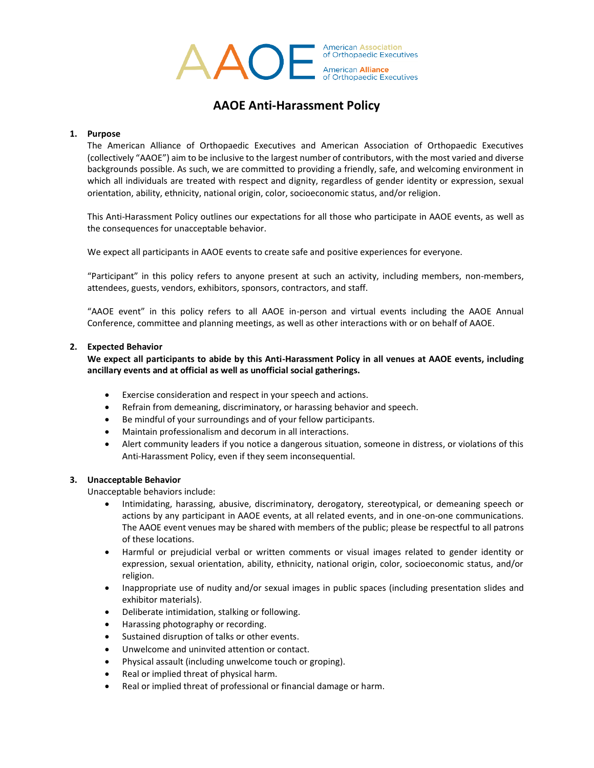AAOE

American Association of Orthopaedic Executives

American Alliance of Orthopaedic Executives

# AAOE Anti-Harassment Policy

## 1. Purpose

The American Alliance of Orthopaedic Executives and American Association of Orthopaedic Executives (collectively "AAOE") aim to be inclusive to the largest number of contributors, with the most varied and diverse backgrounds possible. As such, we are committed to providing a friendly, safe, and welcoming environment in which all individuals are treated with respect and dignity, regardless of gender identity or expression, sexual orientation, ability, ethnicity, national origin, color, socioeconomic status, and/or religion.

This Anti-Harassment Policy outlines our expectations for all those who participate in AAOE events, as well as the consequences for unacceptable behavior.

We expect all participants in AAOE events to create safe and positive experiences for everyone.

"Participant" in this policy refers to anyone present at such an activity, including members, non-members, attendees, guests, vendors, exhibitors, sponsors, contractors, and staff.

"AAOE event" in this policy refers to all AAOE in-person and virtual events including the AAOE Annual Conference, committee and planning meetings, as well as other interactions with or on behalf of AAOE.

## 2. Expected Behavior

**We expect all participants to abide by this Anti-Harassment Policy in all venues at AAOE events, including ancillary events and at official as well as unofficial social gatherings.**

- Exercise consideration and respect in your speech and actions.
- Refrain from demeaning, discriminatory, or harassing behavior and speech.
- Be mindful of your surroundings and of your fellow participants.
- Maintain professionalism and decorum in all interactions.
- Alert community leaders if you notice a dangerous situation, someone in distress, or violations of this Anti-Harassment Policy, even if they seem inconsequential.

## 3. Unacceptable Behavior

Unacceptable behaviors include:

- Intimidating, harassing, abusive, discriminatory, derogatory, stereotypical, or demeaning speech or actions by any participant in AAOE events, at all related events, and in one-on-one communications. The AAOE event venues may be shared with members of the public; please be respectful to all patrons of these locations.
- Harmful or prejudicial verbal or written comments or visual images related to gender identity or expression, sexual orientation, ability, ethnicity, national origin, color, socioeconomic status, and/or religion.
- Inappropriate use of nudity and/or sexual images in public spaces (including presentation slides and exhibitor materials).
- Deliberate intimidation, stalking or following.
- Harassing photography or recording.
- Sustained disruption of talks or other events.
- Unwelcome and uninvited attention or contact.
- Physical assault (including unwelcome touch or groping).
- Real or implied threat of physical harm.
- Real or implied threat of professional or financial damage or harm.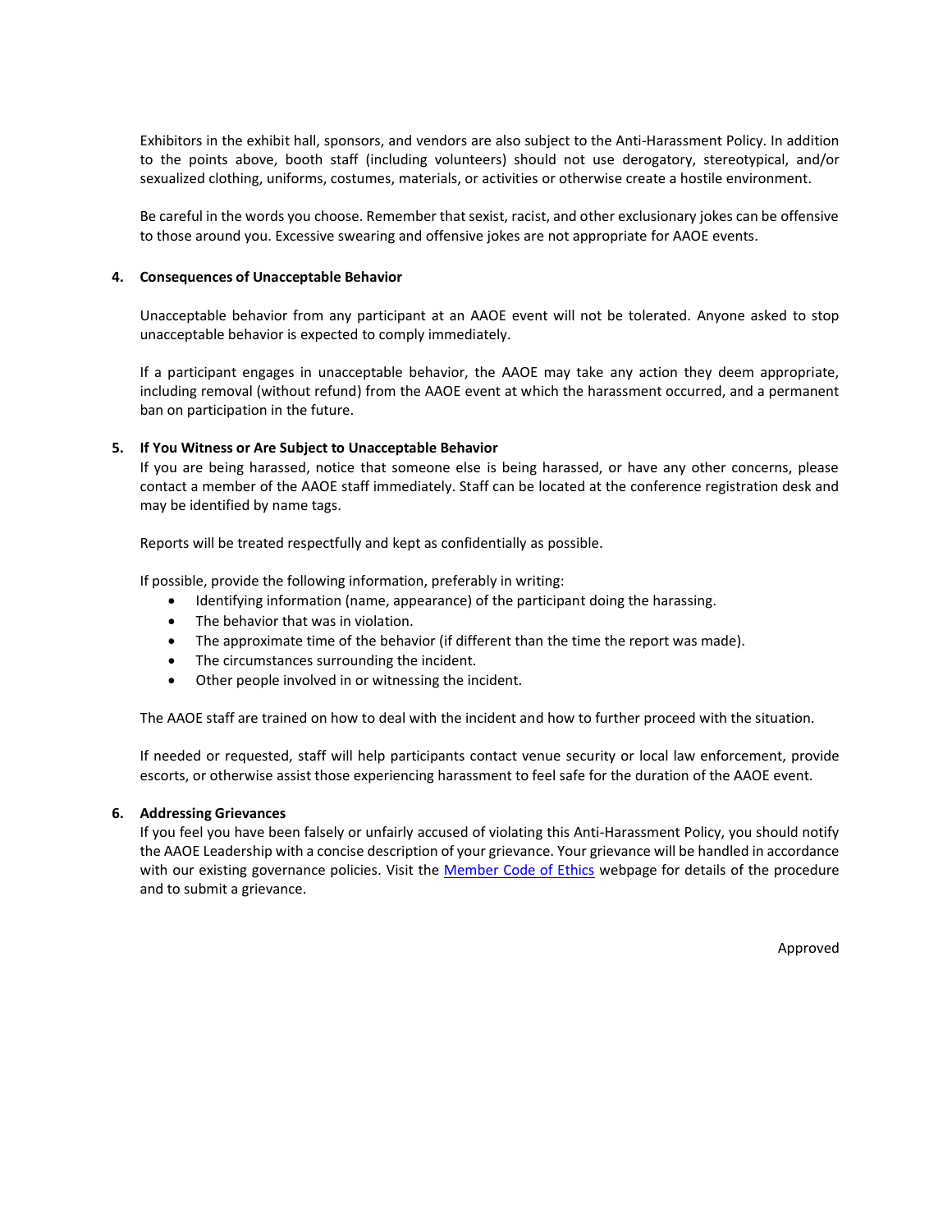Exhibitors in the exhibit hall, sponsors, and vendors are also subject to the Anti-Harassment Policy. In addition to the points above, booth staff (including volunteers) should not use derogatory, stereotypical, and/or sexualized clothing, uniforms, costumes, materials, or activities or otherwise create a hostile environment.

Be careful in the words you choose. Remember that sexist, racist, and other exclusionary jokes can be offensive to those around you. Excessive swearing and offensive jokes are not appropriate for AAOE events.

### 4. Consequences of Unacceptable Behavior

Unacceptable behavior from any participant at an AAOE event will not be tolerated. Anyone asked to stop unacceptable behavior is expected to comply immediately.

If a participant engages in unacceptable behavior, the AAOE may take any action they deem appropriate, including removal (without refund) from the AAOE event at which the harassment occurred, and a permanent ban on participation in the future.

### 5. If You Witness or Are Subject to Unacceptable Behavior

If you are being harassed, notice that someone else is being harassed, or have any other concerns, please contact a member of the AAOE staff immediately. Staff can be located at the conference registration desk and may be identified by name tags.

Reports will be treated respectfully and kept as confidentially as possible.

If possible, provide the following information, preferably in writing:

- Identifying information (name, appearance) of the participant doing the harassing.
- The behavior that was in violation.
- The approximate time of the behavior (if different than the time the report was made).
- The circumstances surrounding the incident.
- Other people involved in or witnessing the incident.

The AAOE staff are trained on how to deal with the incident and how to further proceed with the situation.

If needed or requested, staff will help participants contact venue security or local law enforcement, provide escorts, or otherwise assist those experiencing harassment to feel safe for the duration of the AAOE event.

### 6. Addressing Grievances

If you feel you have been falsely or unfairly accused of violating this Anti-Harassment Policy, you should notify the AAOE Leadership with a concise description of your grievance. Your grievance will be handled in accordance with our existing governance policies. Visit the Member Code of Ethics webpage for details of the procedure and to submit a grievance.

Approved